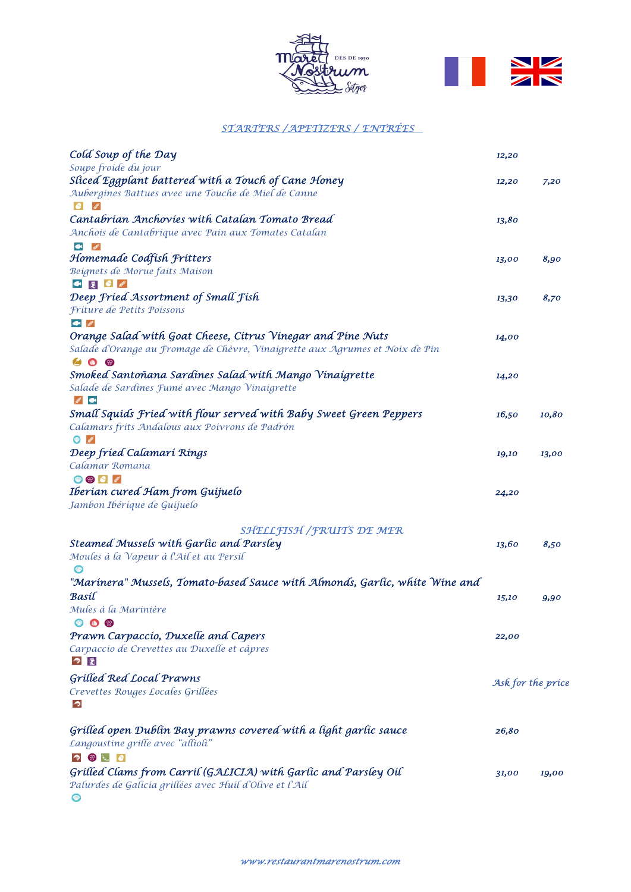Mare Nostrum DES DE 1950 Sitges

## STARTERS / APETIZERS / ENTRÉES

| Dish | Price | Half |
|---|---|---|
| ***Cold Soup of the Day***<br>*Soupe froide du jour* | 12,20 | |
| ***Sliced Eggplant battered with a Touch of Cane Honey***<br>*Aubergines Battues avec une Touche de Miel de Canne* | 12,20 | 7,20 |
| ***Cantabrian Anchovies with Catalan Tomato Bread***<br>*Anchois de Cantabrique avec Pain aux Tomates Catalan* | 13,80 | |
| ***Homemade Codfish Fritters***<br>*Beignets de Morue faits Maison* | 13,00 | 8,90 |
| ***Deep Fried Assortment of Small Fish***<br>*Friture de Petits Poissons* | 13,30 | 8,70 |
| ***Orange Salad with Goat Cheese, Citrus Vinegar and Pine Nuts***<br>*Salade d'Orange au Fromage de Chèvre, Vinaigrette aux Agrumes et Noix de Pin* | 14,00 | |
| ***Smoked Santoñana Sardines Salad with Mango Vinaigrette***<br>*Salade de Sardines Fumé avec Mango Vinaigrette* | 14,20 | |
| ***Small Squids Fried with flour served with Baby Sweet Green Peppers***<br>*Calamars frits Andalous aux Poivrons de Padrón* | 16,50 | 10,80 |
| ***Deep fried Calamari Rings***<br>*Calamar Romana* | 19,10 | 13,00 |
| ***Iberian cured Ham from Guijuelo***<br>*Jambon Ibérique de Guijuelo* | 24,20 | |

## SHELLFISH / FRUITS DE MER

| Dish | Price | Half |
|---|---|---|
| ***Steamed Mussels with Garlic and Parsley***<br>*Moules à la Vapeur à l'Ail et au Persil* | 13,60 | 8,50 |
| ***"Marinera" Mussels, Tomato-based Sauce with Almonds, Garlic, white Wine and Basil***<br>*Mules à la Marinière* | 15,10 | 9,90 |
| ***Prawn Carpaccio, Duxelle and Capers***<br>*Carpaccio de Crevettes au Duxelle et câpres* | 22,00 | |
| ***Grilled Red Local Prawns***<br>*Crevettes Rouges Locales Grillées* | Ask for the price | |
| ***Grilled open Dublin Bay prawns covered with a light garlic sauce***<br>*Langoustine grille avec "allioli"* | 26,80 | |
| ***Grilled Clams from Carril (GALICIA) with Garlic and Parsley Oil***<br>*Palurdes de Galicia grillées avec Huil d'Olive et l'Ail* | 31,00 | 19,00 |

www.restaurantmarenostrum.com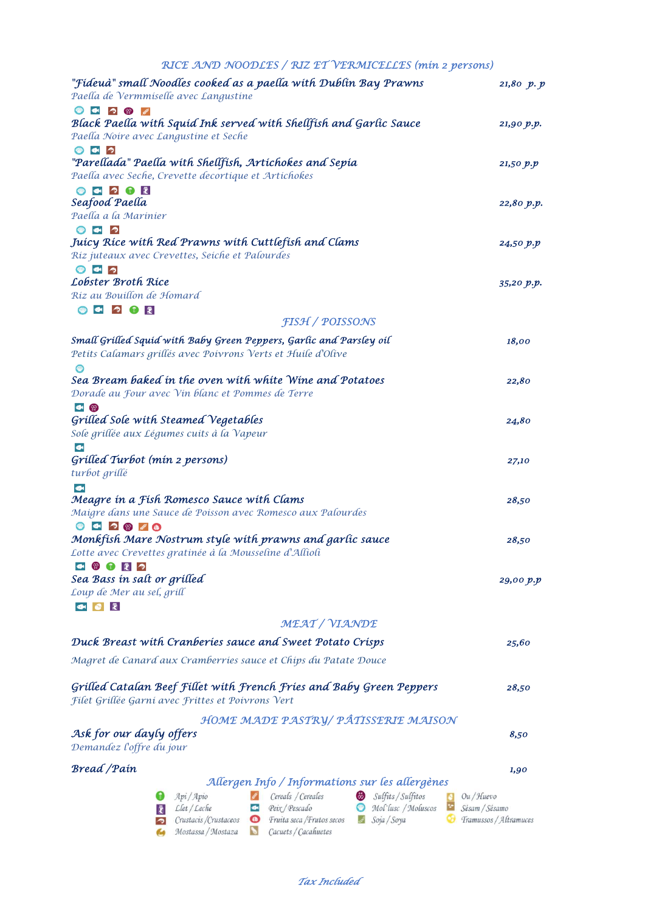## RICE AND NOODLES / RIZ ET VERMICELLES (min 2 persons)

**"Fideuà" small Noodles cooked as a paella with Dublin Bay Prawns** — 21,80 p. p
*Paella de Vermmiselle avec Langustine*

**Black Paella with Squid Ink served with Shellfish and Garlic Sauce** — 21,90 p.p.
*Paella Noire avec Langustine et Seche*

**"Parellada" Paella with Shellfish, Artichokes and Sepia** — 21,50 p.p
*Paella avec Seche, Crevette decortique et Artichokes*

**Seafood Paella** — 22,80 p.p.
*Paella a la Marinier*

**Juicy Rice with Red Prawns with Cuttlefish and Clams** — 24,50 p.p
*Riz juteaux avec Crevettes, Seiche et Palourdes*

**Lobster Broth Rice** — 35,20 p.p.
*Riz au Bouillon de Homard*

## FISH / POISSONS

**Small Grilled Squid with Baby Green Peppers, Garlic and Parsley oil** — 18,00
*Petits Calamars grillés avec Poivrons Verts et Huile d'Olive*

**Sea Bream baked in the oven with white Wine and Potatoes** — 22,80
*Dorade au Four avec Vin blanc et Pommes de Terre*

**Grilled Sole with Steamed Vegetables** — 24,80
*Sole grillée aux Légumes cuits à la Vapeur*

**Grilled Turbot (min 2 persons)** — 27,10
*turbot grillé*

**Meagre in a Fish Romesco Sauce with Clams** — 28,50
*Maigre dans une Sauce de Poisson avec Romesco aux Palourdes*

**Monkfish Mare Nostrum style with prawns and garlic sauce** — 28,50
*Lotte avec Crevettes gratinée à la Mousseline d'Allioli*

**Sea Bass in salt or grilled** — 29,00 p.p
*Loup de Mer au sel, grill*

## MEAT / VIANDE

**Duck Breast with Cranberies sauce and Sweet Potato Crisps** — 25,60
*Magret de Canard aux Cramberries sauce et Chips du Patate Douce*

**Grilled Catalan Beef Fillet with French Fries and Baby Green Peppers** — 28,50
*Filet Grillée Garni avec Frittes et Poivrons Vert*

## HOME MADE PASTRY/ PÂTISSERIE MAISON

**Ask for our dayly offers** — 8,50
*Demandez l'offre du jour*

**Bread /Pain** — 1,90

### Allergen Info / Informations sur les allergènes

Api / Apio — Cereals / Cereales — Sulfits / Sulfitos — Ou / Huevo
Llet / Leche — Peix / Pescado — Mol·lusc / Moluscos — Sésam / Sésamo
Crustacis / Crustaceos — Fruita seca / Frutos secos — Soja / Soya — Tramussos / Altramuces
Mostassa / Mostaza — Cacuets / Cacahuetes

*Tax Included*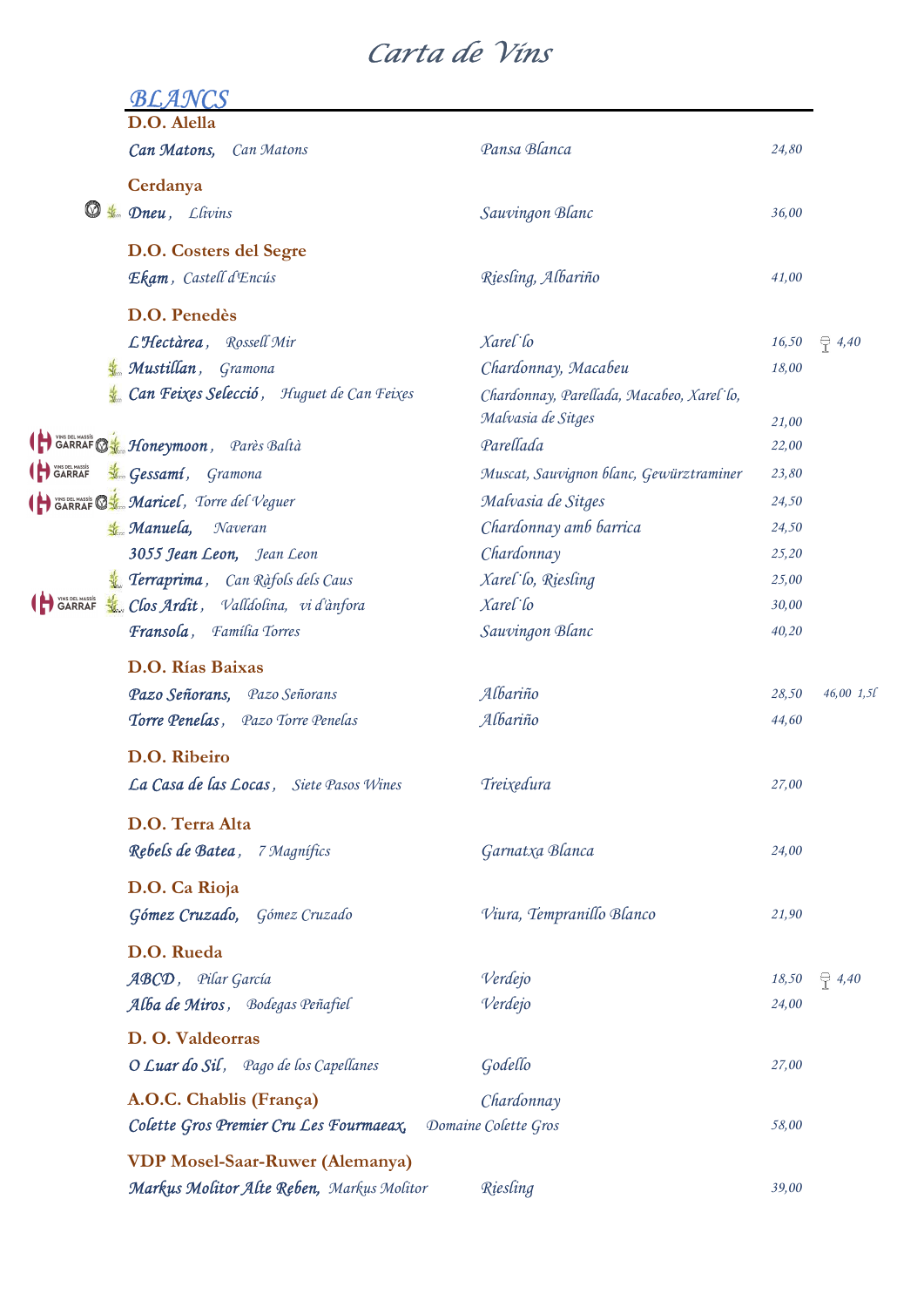# Carta de Vins

## BLANCS

### D.O. Alella

| Vi | Varietat | Preu | |
|---|---|---|---|
| ***Can Matons,*** *Can Matons* | *Pansa Blanca* | *24,80* | |

### Cerdanya

| Vi | Varietat | Preu | |
|---|---|---|---|
| ***Dneu*** *, Llivins* | *Sauvingon Blanc* | *36,00* | |

### D.O. Costers del Segre

| Vi | Varietat | Preu | |
|---|---|---|---|
| ***Ekam*** *, Castell d'Encús* | *Riesling, Albariño* | *41,00* | |

### D.O. Penedès

| Vi | Varietat | Preu | |
|---|---|---|---|
| ***L'Hectàrea*** *, Rossell Mir* | *Xarel`lo* | *16,50* | *4,40* |
| ***Mustillan*** *, Gramona* | *Chardonnay, Macabeu* | *18,00* | |
| ***Can Feixes Selecció*** *, Huguet de Can Feixes* | *Chardonnay, Parellada, Macabeo, Xarel`lo, Malvasia de Sitges* | *21,00* | |
| ***Honeymoon*** *, Parès Baltà* | *Parellada* | *22,00* | |
| ***Gessamí*** *, Gramona* | *Muscat, Sauvignon blanc, Gewürztraminer* | *23,80* | |
| ***Maricel*** *, Torre del Veguer* | *Malvasia de Sitges* | *24,50* | |
| ***Manuela,*** *Naveran* | *Chardonnay amb barrica* | *24,50* | |
| ***3055 Jean Leon,*** *Jean Leon* | *Chardonnay* | *25,20* | |
| ***Terraprima*** *, Can Ràfols dels Caus* | *Xarel`lo, Riesling* | *25,00* | |
| ***Clos Ardit*** *, Valldolina, vi d'àmfora* | *Xarel`lo* | *30,00* | |
| ***Fransola*** *, Família Torres* | *Sauvingon Blanc* | *40,20* | |

### D.O. Rías Baixas

| Vi | Varietat | Preu | |
|---|---|---|---|
| ***Pazo Señorans,*** *Pazo Señorans* | *Albariño* | *28,50* | *46,00 1,5l* |
| ***Torre Penelas*** *, Pazo Torre Penelas* | *Albariño* | *44,60* | |

### D.O. Ribeiro

| Vi | Varietat | Preu | |
|---|---|---|---|
| ***La Casa de las Locas*** *, Siete Pasos Wines* | *Treixedura* | *27,00* | |

### D.O. Terra Alta

| Vi | Varietat | Preu | |
|---|---|---|---|
| ***Rebels de Batea*** *, 7 Magnífics* | *Garnatxa Blanca* | *24,00* | |

### D.O. Ca Rioja

| Vi | Varietat | Preu | |
|---|---|---|---|
| ***Gómez Cruzado,*** *Gómez Cruzado* | *Viura, Tempranillo Blanco* | *21,90* | |

### D.O. Rueda

| Vi | Varietat | Preu | |
|---|---|---|---|
| ***ABCD*** *, Pilar García* | *Verdejo* | *18,50* | *4,40* |
| ***Alba de Miros*** *, Bodegas Peñafiel* | *Verdejo* | *24,00* | |

### D. O. Valdeorras

| Vi | Varietat | Preu | |
|---|---|---|---|
| ***O Luar do Sil*** *, Pago de los Capellanes* | *Godello* | *27,00* | |

### A.O.C. Chablis (França)

| Vi | Varietat | Preu | |
|---|---|---|---|
| ***Colette Gros Premier Cru Les Fourmaeax,*** *Domaine Colette Gros* | *Chardonnay* | *58,00* | |

### VDP Mosel-Saar-Ruwer (Alemanya)

| Vi | Varietat | Preu | |
|---|---|---|---|
| ***Markus Molitor Alte Reben,*** *Markus Molitor* | *Riesling* | *39,00* | |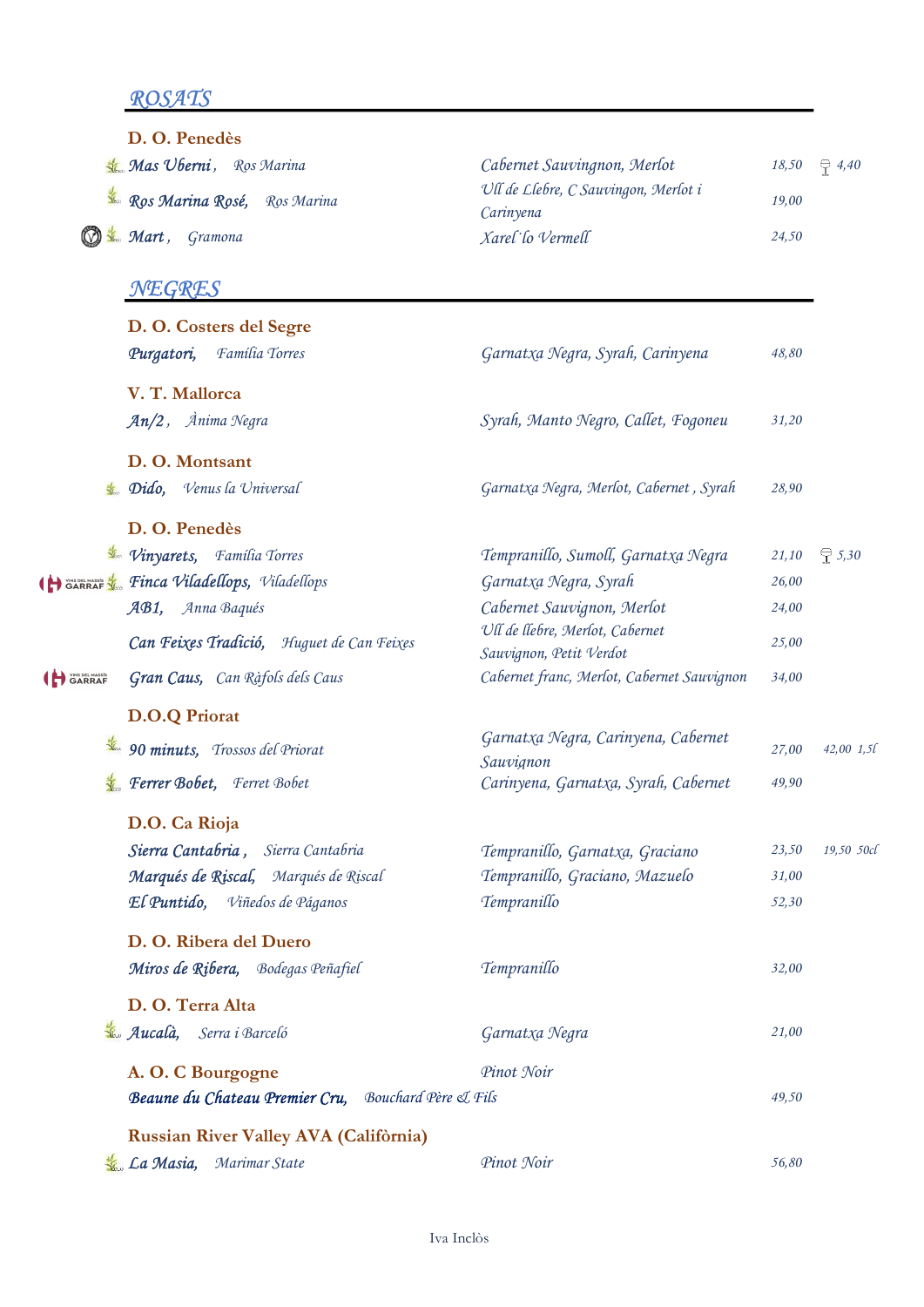## ROSATS

### D. O. Penedès

| Vi | Celler | Varietats | Preu | Copa |
|---|---|---|---|---|
| ***Mas Uberni*** | *Ros Marina* | *Cabernet Sauvingnon, Merlot* | *18,50* | *4,40* |
| ***Ros Marina Rosé*** | *Ros Marina* | *Ull de Llebre, C Sauvingon, Merlot i Carinyena* | *19,00* | |
| ***Mart*** | *Gramona* | *Xarel´lo Vermell* | *24,50* | |

## NEGRES

### D. O. Costers del Segre

| Vi | Celler | Varietats | Preu | |
|---|---|---|---|---|
| ***Purgatori*** | *Família Torres* | *Garnatxa Negra, Syrah, Carinyena* | *48,80* | |

### V. T. Mallorca

| Vi | Celler | Varietats | Preu | |
|---|---|---|---|---|
| ***An/2*** | *Ànima Negra* | *Syrah, Manto Negro, Callet, Fogoneu* | *31,20* | |

### D. O. Montsant

| Vi | Celler | Varietats | Preu | |
|---|---|---|---|---|
| ***Dido*** | *Venus la Universal* | *Garnatxa Negra, Merlot, Cabernet , Syrah* | *28,90* | |

### D. O. Penedès

| Vi | Celler | Varietats | Preu | Copa |
|---|---|---|---|---|
| ***Vinyarets*** | *Família Torres* | *Tempranillo, Sumoll, Garnatxa Negra* | *21,10* | *5,30* |
| ***Finca Viladellops*** | *Viladellops* | *Garnatxa Negra, Syrah* | *26,00* | |
| ***AB1*** | *Anna Baqués* | *Cabernet Sauvignon, Merlot* | *24,00* | |
| ***Can Feixes Tradició*** | *Huguet de Can Feixes* | *Ull de llebre, Merlot, Cabernet Sauvignon, Petit Verdot* | *25,00* | |
| ***Gran Caus*** | *Can Ràfols dels Caus* | *Cabernet franc, Merlot, Cabernet Sauvignon* | *34,00* | |

### D.O.Q Priorat

| Vi | Celler | Varietats | Preu | |
|---|---|---|---|---|
| ***90 minuts*** | *Trossos del Priorat* | *Garnatxa Negra, Carinyena, Cabernet Sauvignon* | *27,00* | *42,00 1,5l* |
| ***Ferrer Bobet*** | *Ferret Bobet* | *Carinyena, Garnatxa, Syrah, Cabernet* | *49,90* | |

### D.O. Ca Rioja

| Vi | Celler | Varietats | Preu | |
|---|---|---|---|---|
| ***Sierra Cantabria*** | *Sierra Cantabria* | *Tempranillo, Garnatxa, Graciano* | *23,50* | *19,50 50cl* |
| ***Marqués de Riscal*** | *Marqués de Riscal* | *Tempranillo, Graciano, Mazuelo* | *31,00* | |
| ***El Puntido*** | *Viñedos de Páganos* | *Tempranillo* | *52,30* | |

### D. O. Ribera del Duero

| Vi | Celler | Varietats | Preu | |
|---|---|---|---|---|
| ***Miros de Ribera*** | *Bodegas Peñafiel* | *Tempranillo* | *32,00* | |

### D. O. Terra Alta

| Vi | Celler | Varietats | Preu | |
|---|---|---|---|---|
| ***Aucalà*** | *Serra i Barceló* | *Garnatxa Negra* | *21,00* | |

### A. O. C Bourgogne

| Vi | Celler | Varietats | Preu | |
|---|---|---|---|---|
| ***Beaune du Chateau Premier Cru*** | *Bouchard Père & Fils* | *Pinot Noir* | *49,50* | |

### Russian River Valley AVA (Califòrnia)

| Vi | Celler | Varietats | Preu | |
|---|---|---|---|---|
| ***La Masia*** | *Marimar State* | *Pinot Noir* | *56,80* | |

Iva Inclòs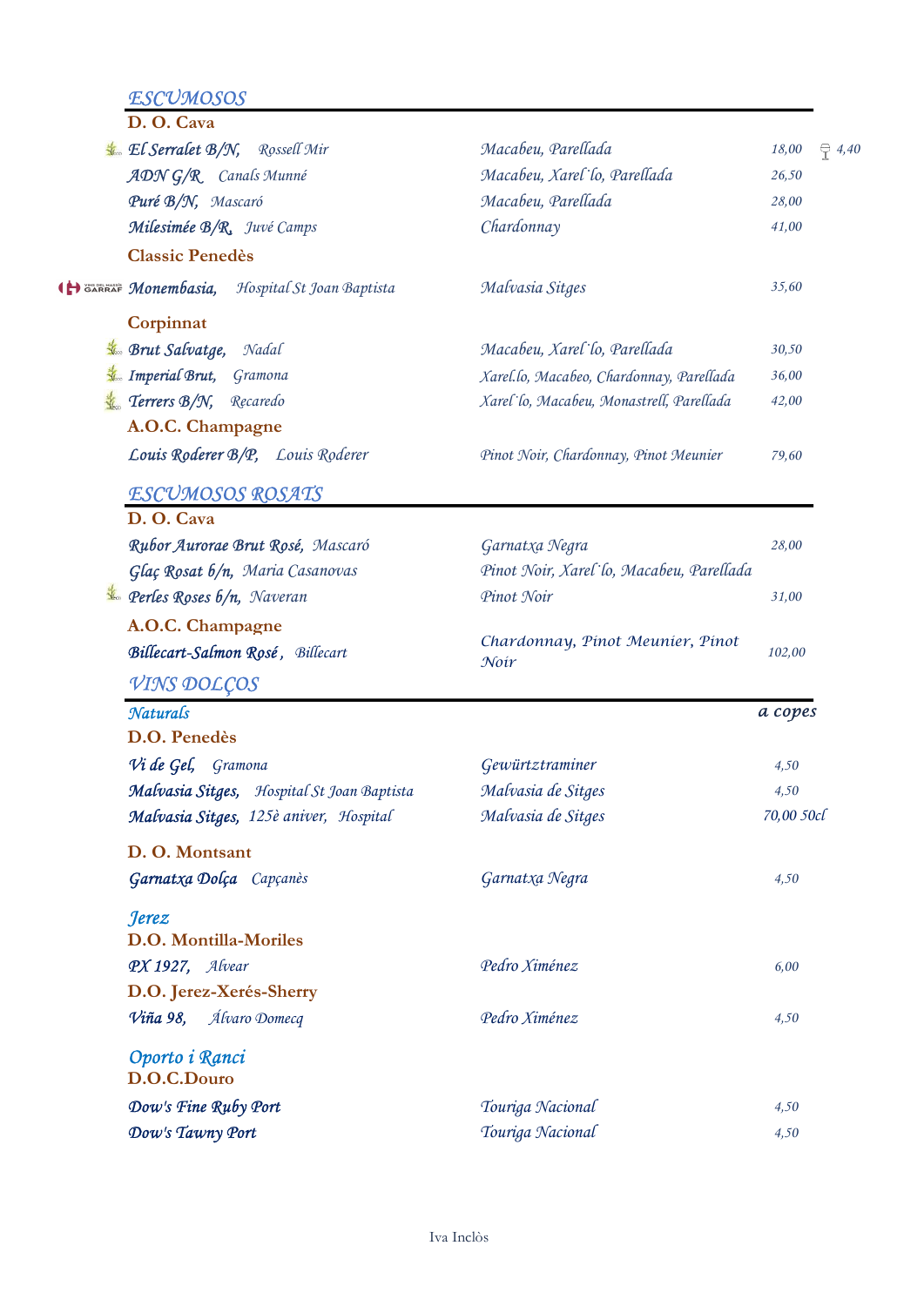## ESCUMOSOS

| | | |
|---|---|---|
| **D. O. Cava** | | |
| ***El Serralet B/N,*** *Rossell Mir* | *Macabeu, Parellada* | *18,00* 🍷 *4,40* |
| ***ADN G/R*** *Canals Munné* | *Macabeu, Xarel·lo, Parellada* | *26,50* |
| ***Puré B/N,*** *Mascaró* | *Macabeu, Parellada* | *28,00* |
| ***Milesimée B/R,*** *Juvé Camps* | *Chardonnay* | *41,00* |
| **Classic Penedès** | | |
| ***Monembasia,*** *Hospital St Joan Baptista* | *Malvasia Sitges* | *35,60* |
| **Corpinnat** | | |
| ***Brut Salvatge,*** *Nadal* | *Macabeu, Xarel·lo, Parellada* | *30,50* |
| ***Imperial Brut,*** *Gramona* | *Xarel.lo, Macabeo, Chardonnay, Parellada* | *36,00* |
| ***Terrers B/N,*** *Recaredo* | *Xarel·lo, Macabeu, Monastrell, Parellada* | *42,00* |
| **A.O.C. Champagne** | | |
| ***Louis Roderer B/P,*** *Louis Roderer* | *Pinot Noir, Chardonnay, Pinot Meunier* | *79,60* |

## ESCUMOSOS ROSATS

| | | |
|---|---|---|
| **D. O. Cava** | | |
| ***Rubor Aurorae Brut Rosé,*** *Mascaró* | *Garnatxa Negra* | *28,00* |
| ***Glaç Rosat b/n,*** *Maria Casanovas* | *Pinot Noir, Xarel·lo, Macabeu, Parellada* | |
| ***Perles Roses b/n,*** *Naveran* | *Pinot Noir* | *31,00* |
| **A.O.C. Champagne** | | |
| ***Billecart-Salmon Rosé ,*** *Billecart* | *Chardonnay, Pinot Meunier, Pinot Noir* | *102,00* |

## VINS DOLÇOS

| | | |
|---|---|---|
| ***Naturals*** | | *a copes* |
| **D.O. Penedès** | | |
| ***Vi de Gel,*** *Gramona* | *Gewürztraminer* | *4,50* |
| ***Malvasia Sitges,*** *Hospital St Joan Baptista* | *Malvasia de Sitges* | *4,50* |
| ***Malvasia Sitges,*** *125è aniver, Hospital* | *Malvasia de Sitges* | *70,00 50cl* |
| **D. O. Montsant** | | |
| ***Garnatxa Dolça*** *Capçanès* | *Garnatxa Negra* | *4,50* |
| ***Jerez*** | | |
| **D.O. Montilla-Moriles** | | |
| ***PX 1927,*** *Alvear* | *Pedro Ximénez* | *6,00* |
| **D.O. Jerez-Xerés-Sherry** | | |
| ***Viña 98,*** *Álvaro Domecq* | *Pedro Ximénez* | *4,50* |
| ***Oporto i Ranci*** | | |
| **D.O.C.Douro** | | |
| ***Dow's Fine Ruby Port*** | *Touriga Nacional* | *4,50* |
| ***Dow's Tawny Port*** | *Touriga Nacional* | *4,50* |

Iva Inclòs